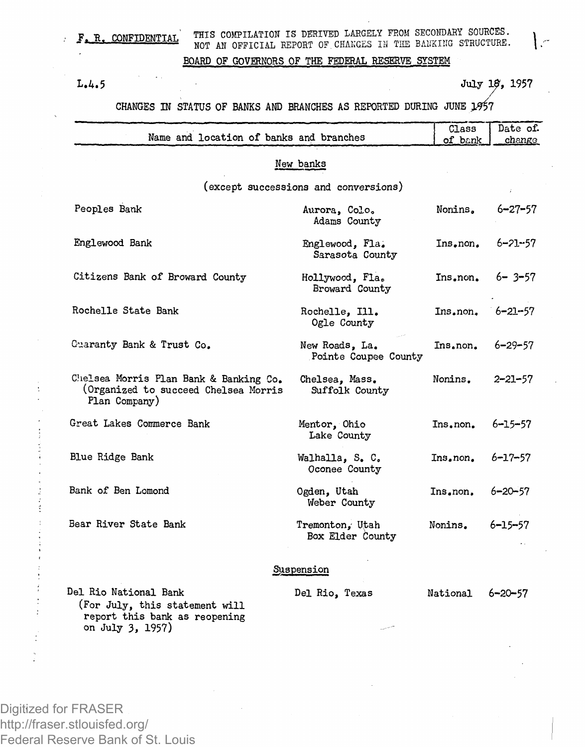F. R. CONFIDENTIAL THIS COMPILATION IS DERIVED LARGELY FROM SECONDARY SOURCES. NOT AN OFFICIAL REPORT OF CHANGES IN THE BANKING STRUCTURE.

BOARD OF GOVERNORS OF THE FEDERAL RESERVE SYSTEM

L.4.5

July 18, 1957

## CHANGES IN STATUS OF BANKS AND BRANCHES AS REPORTED DURING JUNE 1957

| Name and location of banks and branches | | Class of bank | Date of change |
|---|---|---|---|
| **New banks** | | | |
| (except successions and conversions) | | | |
| Peoples Bank | Aurora, Colo. Adams County | Nonins. | 6-27-57 |
| Englewood Bank | Englewood, Fla. Sarasota County | Ins.non. | 6-21-57 |
| Citizens Bank of Broward County | Hollywood, Fla. Broward County | Ins.non. | 6- 3-57 |
| Rochelle State Bank | Rochelle, Ill. Ogle County | Ins.non. | 6-21-57 |
| Guaranty Bank & Trust Co. | New Roads, La. Pointe Coupee County | Ins.non. | 6-29-57 |
| Chelsea Morris Plan Bank & Banking Co. (Organized to succeed Chelsea Morris Plan Company) | Chelsea, Mass. Suffolk County | Nonins. | 2-21-57 |
| Great Lakes Commerce Bank | Mentor, Ohio Lake County | Ins.non. | 6-15-57 |
| Blue Ridge Bank | Walhalla, S. C. Oconee County | Ins.non. | 6-17-57 |
| Bank of Ben Lomond | Ogden, Utah Weber County | Ins.non. | 6-20-57 |
| Bear River State Bank | Tremonton, Utah Box Elder County | Nonins. | 6-15-57 |
| **Suspension** | | | |
| Del Rio National Bank (For July, this statement will report this bank as reopening on July 3, 1957) | Del Rio, Texas | National | 6-20-57 |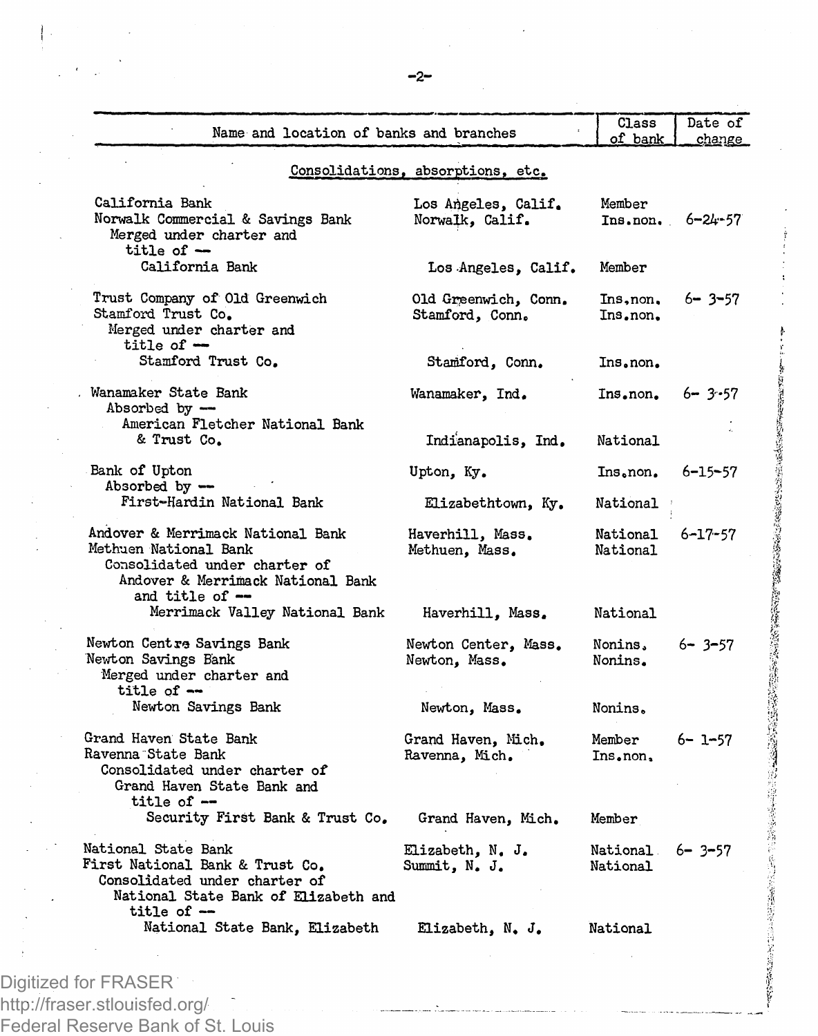| Name and location of banks and branches | | Class of bank | Date of change |
|---|---|---|---|
| **Consolidations, absorptions, etc.** | | | |
| California Bank | Los Angeles, Calif. | Member | |
| Norwalk Commercial & Savings Bank | Norwalk, Calif. | Ins.non. | 6-24-57 |
| Merged under charter and title of -- | | | |
| California Bank | Los Angeles, Calif. | Member | |
| | | | |
| Trust Company of Old Greenwich | Old Greenwich, Conn. | Ins.non. | 6- 3-57 |
| Stamford Trust Co. | Stamford, Conn. | Ins.non. | |
| Merged under charter and title of -- | | | |
| Stamford Trust Co. | Stamford, Conn. | Ins.non. | |
| | | | |
| Wanamaker State Bank | Wanamaker, Ind. | Ins.non. | 6- 3-57 |
| Absorbed by -- | | | |
| American Fletcher National Bank & Trust Co. | Indianapolis, Ind. | National | |
| | | | |
| Bank of Upton | Upton, Ky. | Ins.non. | 6-15-57 |
| Absorbed by -- | | | |
| First-Hardin National Bank | Elizabethtown, Ky. | National | |
| | | | |
| Andover & Merrimack National Bank | Haverhill, Mass. | National | 6-17-57 |
| Methuen National Bank | Methuen, Mass. | National | |
| Consolidated under charter of Andover & Merrimack National Bank and title of -- | | | |
| Merrimack Valley National Bank | Haverhill, Mass. | National | |
| | | | |
| Newton Centre Savings Bank | Newton Center, Mass. | Nonins. | 6- 3-57 |
| Newton Savings Bank | Newton, Mass. | Nonins. | |
| Merged under charter and title of -- | | | |
| Newton Savings Bank | Newton, Mass. | Nonins. | |
| | | | |
| Grand Haven State Bank | Grand Haven, Mich. | Member | 6- 1-57 |
| Ravenna State Bank | Ravenna, Mich. | Ins.non. | |
| Consolidated under charter of Grand Haven State Bank and title of -- | | | |
| Security First Bank & Trust Co. | Grand Haven, Mich. | Member | |
| | | | |
| National State Bank | Elizabeth, N. J. | National | 6- 3-57 |
| First National Bank & Trust Co. | Summit, N. J. | National | |
| Consolidated under charter of National State Bank of Elizabeth and title of -- | | | |
| National State Bank, Elizabeth | Elizabeth, N. J. | National | |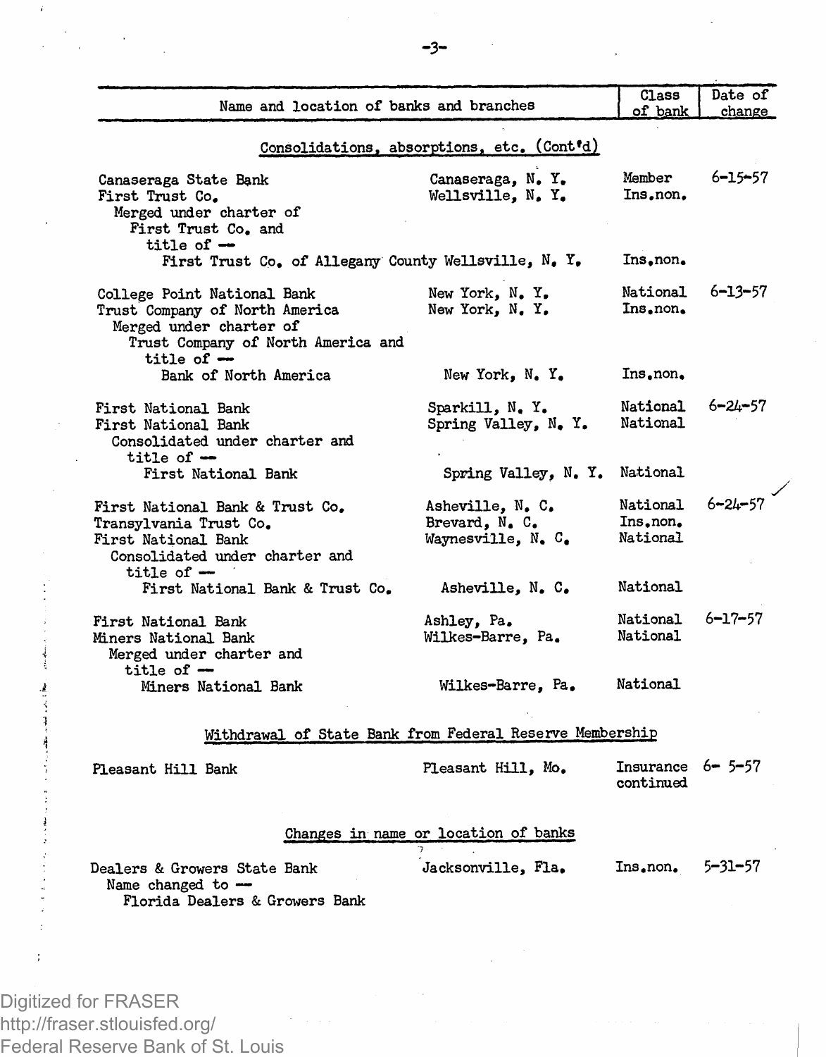| Name and location of banks and branches | | Class of bank | Date of change |
|---|---|---|---|
| **Consolidations, absorptions, etc. (Cont'd)** | | | |
| Canaseraga State Bank | Canaseraga, N. Y. | Member | 6-15-57 |
| First Trust Co. | Wellsville, N. Y. | Ins.non. | |
| Merged under charter of First Trust Co. and title of — | | | |
| First Trust Co. of Allegany County | Wellsville, N. Y. | Ins.non. | |
| College Point National Bank | New York, N. Y. | National | 6-13-57 |
| Trust Company of North America | New York, N. Y. | Ins.non. | |
| Merged under charter of Trust Company of North America and title of — | | | |
| Bank of North America | New York, N. Y. | Ins.non. | |
| First National Bank | Sparkill, N. Y. | National | 6-24-57 |
| First National Bank | Spring Valley, N. Y. | National | |
| Consolidated under charter and title of — | | | |
| First National Bank | Spring Valley, N. Y. | National | |
| First National Bank & Trust Co. | Asheville, N. C. | National | 6-24-57 |
| Transylvania Trust Co. | Brevard, N. C. | Ins.non. | |
| First National Bank | Waynesville, N. C. | National | |
| Consolidated under charter and title of — | | | |
| First National Bank & Trust Co. | Asheville, N. C. | National | |
| First National Bank | Ashley, Pa. | National | 6-17-57 |
| Miners National Bank | Wilkes-Barre, Pa. | National | |
| Merged under charter and title of — | | | |
| Miners National Bank | Wilkes-Barre, Pa. | National | |
| **Withdrawal of State Bank from Federal Reserve Membership** | | | |
| Pleasant Hill Bank | Pleasant Hill, Mo. | Insurance continued | 6- 5-57 |
| **Changes in name or location of banks** | | | |
| Dealers & Growers State Bank | Jacksonville, Fla. | Ins.non. | 5-31-57 |
| Name changed to — Florida Dealers & Growers Bank | | | |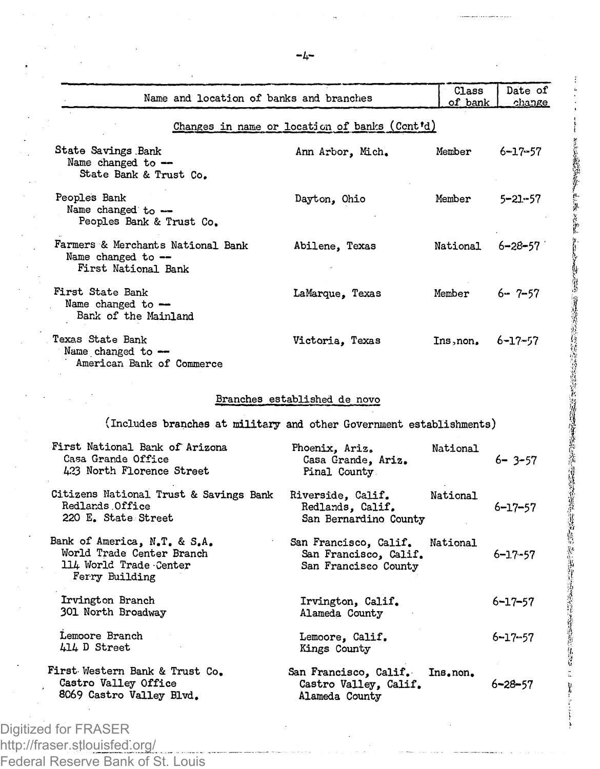| Name and location of banks and branches | | Class of bank | Date of change |
|---|---|---|---|
| **Changes in name or location of banks (Cont'd)** | | | |
| State Savings Bank<br>Name changed to --<br>State Bank & Trust Co. | Ann Arbor, Mich. | Member | 6-17-57 |
| Peoples Bank<br>Name changed to --<br>Peoples Bank & Trust Co. | Dayton, Ohio | Member | 5-21-57 |
| Farmers & Merchants National Bank<br>Name changed to --<br>First National Bank | Abilene, Texas | National | 6-28-57 |
| First State Bank<br>Name changed to --<br>Bank of the Mainland | LaMarque, Texas | Member | 6- 7-57 |
| Texas State Bank<br>Name changed to --<br>American Bank of Commerce | Victoria, Texas | Ins.non. | 6-17-57 |
| **Branches established de novo** | | | |
| (Includes branches at military and other Government establishments) | | | |
| First National Bank of Arizona<br>Casa Grande Office<br>423 North Florence Street | Phoenix, Ariz.<br>Casa Grande, Ariz.<br>Pinal County | National | 6- 3-57 |
| Citizens National Trust & Savings Bank<br>Redlands Office<br>220 E. State Street | Riverside, Calif.<br>Redlands, Calif.<br>San Bernardino County | National | 6-17-57 |
| Bank of America, N.T. & S.A.<br>World Trade Center Branch<br>114 World Trade Center<br>Ferry Building | San Francisco, Calif.<br>San Francisco, Calif.<br>San Francisco County | National | 6-17-57 |
| Irvington Branch<br>301 North Broadway | Irvington, Calif.<br>Alameda County | | 6-17-57 |
| Lemoore Branch<br>414 D Street | Lemoore, Calif.<br>Kings County | | 6-17-57 |
| First Western Bank & Trust Co.<br>Castro Valley Office<br>8069 Castro Valley Blvd. | San Francisco, Calif.<br>Castro Valley, Calif.<br>Alameda County | Ins.non. | 6-28-57 |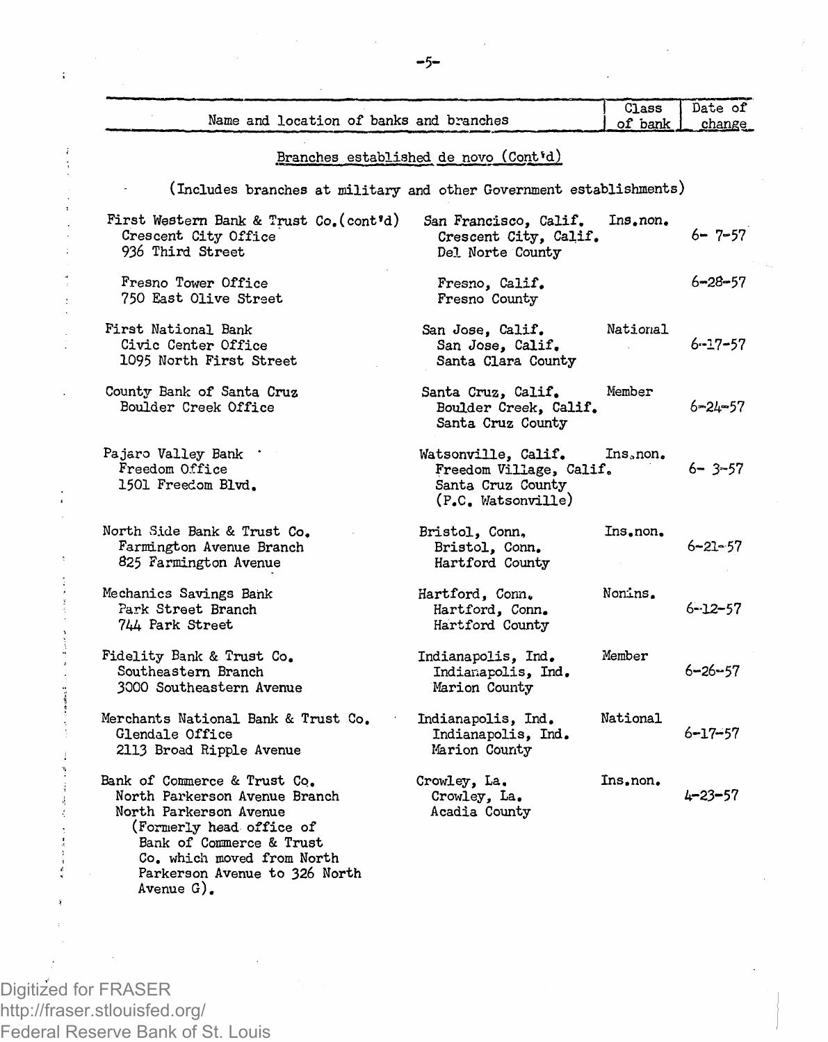| Name and location of banks and branches | | Class of bank | Date of change |
|---|---|---|---|

## Branches established de novo (Cont'd)

(Includes branches at military and other Government establishments)

| Name and location of banks and branches | | Class of bank | Date of change |
|---|---|---|---|
| First Western Bank & Trust Co. (cont'd)<br>Crescent City Office<br>936 Third Street | San Francisco, Calif.<br>Crescent City, Calif.<br>Del Norte County | Ins.non. | 6- 7-57 |
| Fresno Tower Office<br>750 East Olive Street | Fresno, Calif.<br>Fresno County | | 6-28-57 |
| First National Bank<br>Civic Center Office<br>1095 North First Street | San Jose, Calif.<br>San Jose, Calif.<br>Santa Clara County | National | 6-17-57 |
| County Bank of Santa Cruz<br>Boulder Creek Office | Santa Cruz, Calif.<br>Boulder Creek, Calif.<br>Santa Cruz County | Member | 6-24-57 |
| Pajaro Valley Bank<br>Freedom Office<br>1501 Freedom Blvd. | Watsonville, Calif.<br>Freedom Village, Calif.<br>Santa Cruz County<br>(P.C. Watsonville) | Ins.non. | 6- 3-57 |
| North Side Bank & Trust Co.<br>Farmington Avenue Branch<br>825 Farmington Avenue | Bristol, Conn.<br>Bristol, Conn.<br>Hartford County | Ins.non. | 6-21-57 |
| Mechanics Savings Bank<br>Park Street Branch<br>744 Park Street | Hartford, Conn.<br>Hartford, Conn.<br>Hartford County | Nonins. | 6-12-57 |
| Fidelity Bank & Trust Co.<br>Southeastern Branch<br>3000 Southeastern Avenue | Indianapolis, Ind.<br>Indianapolis, Ind.<br>Marion County | Member | 6-26-57 |
| Merchants National Bank & Trust Co.<br>Glendale Office<br>2113 Broad Ripple Avenue | Indianapolis, Ind.<br>Indianapolis, Ind.<br>Marion County | National | 6-17-57 |
| Bank of Commerce & Trust Co.<br>North Parkerson Avenue Branch<br>North Parkerson Avenue<br>(Formerly head office of Bank of Commerce & Trust Co. which moved from North Parkerson Avenue to 326 North Avenue G). | Crowley, La.<br>Crowley, La.<br>Acadia County | Ins.non. | 4-23-57 |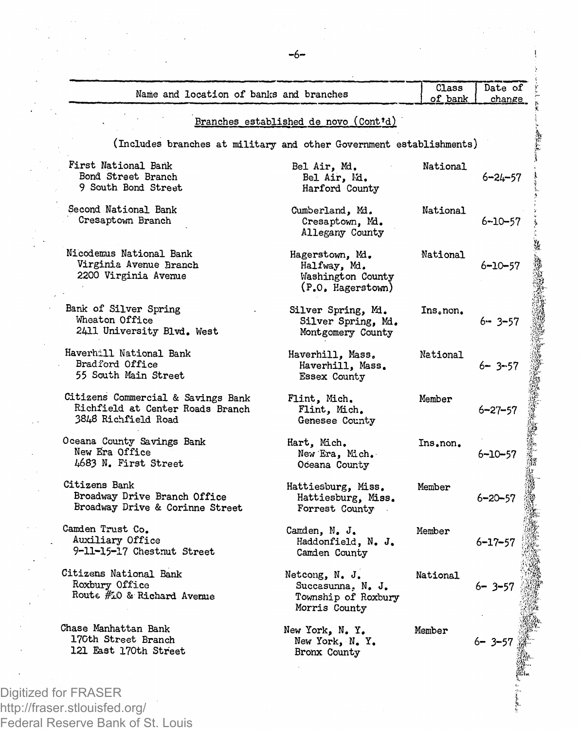| Name and location of banks and branches | | Class of bank | Date of change |
|---|---|---|---|
| **Branches established de novo (Cont'd)** | | | |
| (Includes branches at military and other Government establishments) | | | |
| First National Bank<br>Bond Street Branch<br>9 South Bond Street | Bel Air, Md.<br>Bel Air, Md.<br>Harford County | National | 6-24-57 |
| Second National Bank<br>Cresaptown Branch | Cumberland, Md.<br>Cresaptown, Md.<br>Allegany County | National | 6-10-57 |
| Nicodemus National Bank<br>Virginia Avenue Branch<br>2200 Virginia Avenue | Hagerstown, Md.<br>Halfway, Md.<br>Washington County<br>(P.O. Hagerstown) | National | 6-10-57 |
| Bank of Silver Spring<br>Wheaton Office<br>2411 University Blvd. West | Silver Spring, Md.<br>Silver Spring, Md.<br>Montgomery County | Ins.non. | 6- 3-57 |
| Haverhill National Bank<br>Bradford Office<br>55 South Main Street | Haverhill, Mass.<br>Haverhill, Mass.<br>Essex County | National | 6- 3-57 |
| Citizens Commercial & Savings Bank<br>Richfield at Center Roads Branch<br>3848 Richfield Road | Flint, Mich.<br>Flint, Mich.<br>Genesee County | Member | 6-27-57 |
| Oceana County Savings Bank<br>New Era Office<br>4683 N. First Street | Hart, Mich.<br>New Era, Mich.<br>Oceana County | Ins.non. | 6-10-57 |
| Citizens Bank<br>Broadway Drive Branch Office<br>Broadway Drive & Corinne Street | Hattiesburg, Miss.<br>Hattiesburg, Miss.<br>Forrest County | Member | 6-20-57 |
| Camden Trust Co.<br>Auxiliary Office<br>9-11-15-17 Chestnut Street | Camden, N. J.<br>Haddonfield, N. J.<br>Camden County | Member | 6-17-57 |
| Citizens National Bank<br>Roxbury Office<br>Route #10 & Richard Avenue | Netcong, N. J.<br>Succasunna, N. J.<br>Township of Roxbury<br>Morris County | National | 6- 3-57 |
| Chase Manhattan Bank<br>170th Street Branch<br>121 East 170th Street | New York, N. Y.<br>New York, N. Y.<br>Bronx County | Member | 6- 3-57 |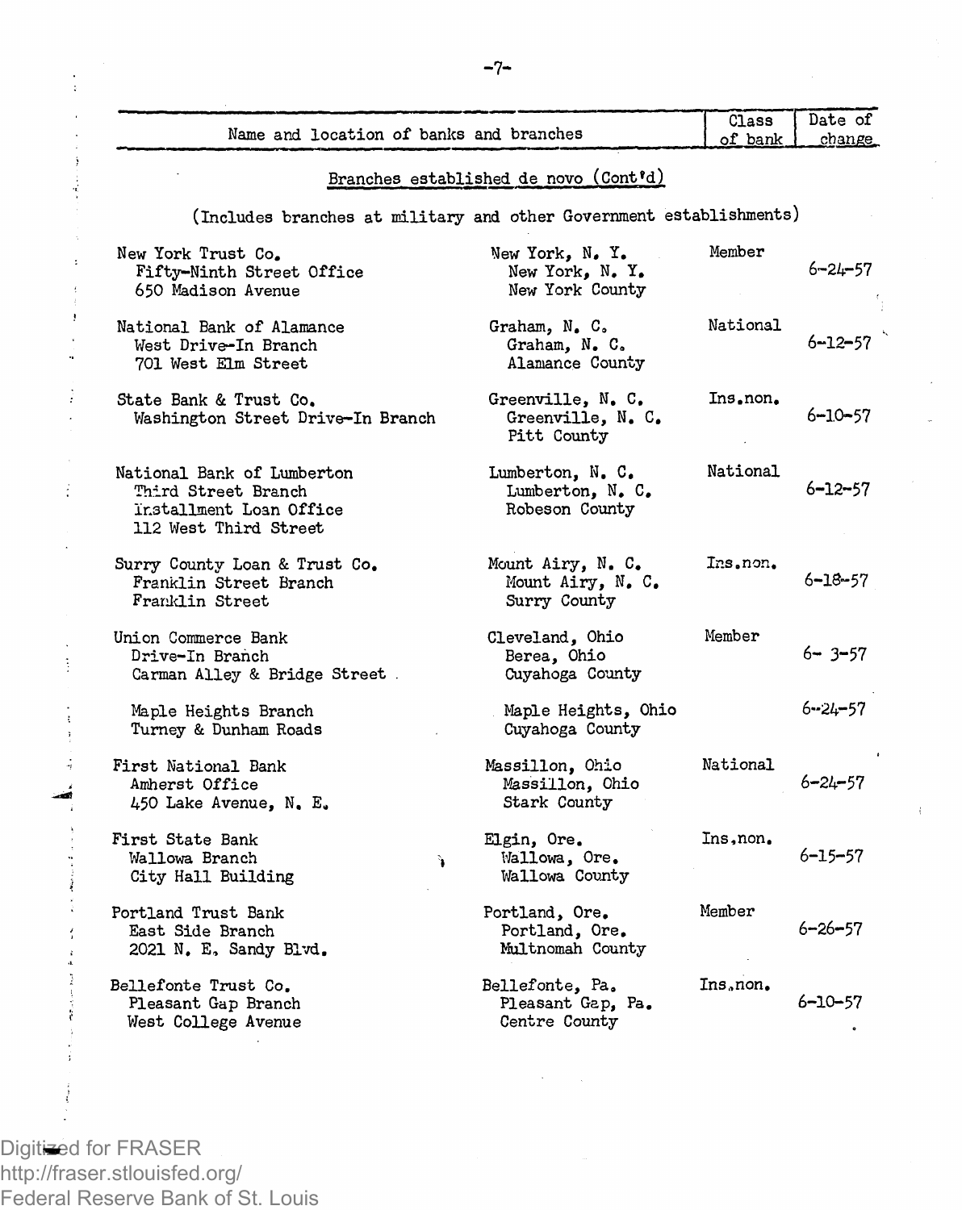| Name and location of banks and branches | | Class of bank | Date of change |
|---|---|---|---|
| **Branches established de novo (Cont'd)** | | | |
| (Includes branches at military and other Government establishments) | | | |
| New York Trust Co. | New York, N. Y. | Member | |
| Fifty-Ninth Street Office<br>650 Madison Avenue | New York, N. Y.<br>New York County | | 6-24-57 |
| National Bank of Alamance | Graham, N. C. | National | |
| West Drive-In Branch<br>701 West Elm Street | Graham, N. C.<br>Alamance County | | 6-12-57 |
| State Bank & Trust Co. | Greenville, N. C. | Ins.non. | |
| Washington Street Drive-In Branch | Greenville, N. C.<br>Pitt County | | 6-10-57 |
| National Bank of Lumberton | Lumberton, N. C. | National | |
| Third Street Branch<br>Installment Loan Office<br>112 West Third Street | Lumberton, N. C.<br>Robeson County | | 6-12-57 |
| Surry County Loan & Trust Co. | Mount Airy, N. C. | Ins.non. | |
| Franklin Street Branch<br>Franklin Street | Mount Airy, N. C.<br>Surry County | | 6-18-57 |
| Union Commerce Bank | Cleveland, Ohio | Member | |
| Drive-In Branch<br>Carman Alley & Bridge Street | Berea, Ohio<br>Cuyahoga County | | 6- 3-57 |
| Maple Heights Branch<br>Turney & Dunham Roads | Maple Heights, Ohio<br>Cuyahoga County | | 6-24-57 |
| First National Bank | Massillon, Ohio | National | |
| Amherst Office<br>450 Lake Avenue, N. E. | Massillon, Ohio<br>Stark County | | 6-24-57 |
| First State Bank | Elgin, Ore. | Ins.non. | |
| Wallowa Branch<br>City Hall Building | Wallowa, Ore.<br>Wallowa County | | 6-15-57 |
| Portland Trust Bank | Portland, Ore. | Member | |
| East Side Branch<br>2021 N. E. Sandy Blvd. | Portland, Ore.<br>Multnomah County | | 6-26-57 |
| Bellefonte Trust Co. | Bellefonte, Pa. | Ins.non. | |
| Pleasant Gap Branch<br>West College Avenue | Pleasant Gap, Pa.<br>Centre County | | 6-10-57 |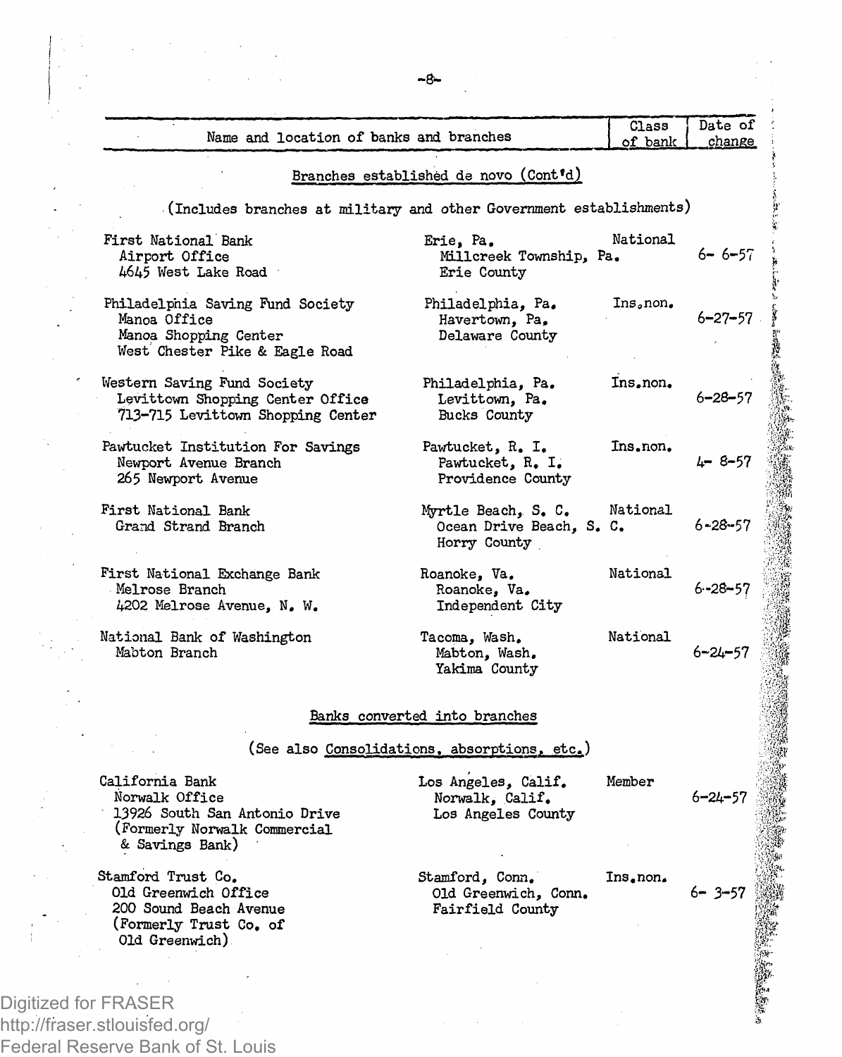| Name and location of banks and branches | | Class of bank | Date of change |
|---|---|---|---|
| **Branches established de novo (Cont'd)** | | | |
| (Includes branches at military and other Government establishments) | | | |
| First National Bank<br>Airport Office<br>4645 West Lake Road | Erie, Pa.<br>Millcreek Township, Pa.<br>Erie County | National | 6- 6-57 |
| Philadelphia Saving Fund Society<br>Manoa Office<br>Manoa Shopping Center<br>West Chester Pike & Eagle Road | Philadelphia, Pa.<br>Havertown, Pa.<br>Delaware County | Ins.non. | 6-27-57 |
| Western Saving Fund Society<br>Levittown Shopping Center Office<br>713-715 Levittown Shopping Center | Philadelphia, Pa.<br>Levittown, Pa.<br>Bucks County | Ins.non. | 6-28-57 |
| Pawtucket Institution For Savings<br>Newport Avenue Branch<br>265 Newport Avenue | Pawtucket, R. I.<br>Pawtucket, R. I.<br>Providence County | Ins.non. | 4- 8-57 |
| First National Bank<br>Grand Strand Branch | Myrtle Beach, S. C.<br>Ocean Drive Beach, S. C.<br>Horry County | National | 6-28-57 |
| First National Exchange Bank<br>Melrose Branch<br>4202 Melrose Avenue, N. W. | Roanoke, Va.<br>Roanoke, Va.<br>Independent City | National | 6-28-57 |
| National Bank of Washington<br>Mabton Branch | Tacoma, Wash.<br>Mabton, Wash.<br>Yakima County | National | 6-24-57 |
| **Banks converted into branches** | | | |
| (See also Consolidations, absorptions, etc.) | | | |
| California Bank<br>Norwalk Office<br>13926 South San Antonio Drive<br>(Formerly Norwalk Commercial & Savings Bank) | Los Angeles, Calif.<br>Norwalk, Calif.<br>Los Angeles County | Member | 6-24-57 |
| Stamford Trust Co.<br>Old Greenwich Office<br>200 Sound Beach Avenue<br>(Formerly Trust Co. of Old Greenwich) | Stamford, Conn.<br>Old Greenwich, Conn.<br>Fairfield County | Ins.non. | 6- 3-57 |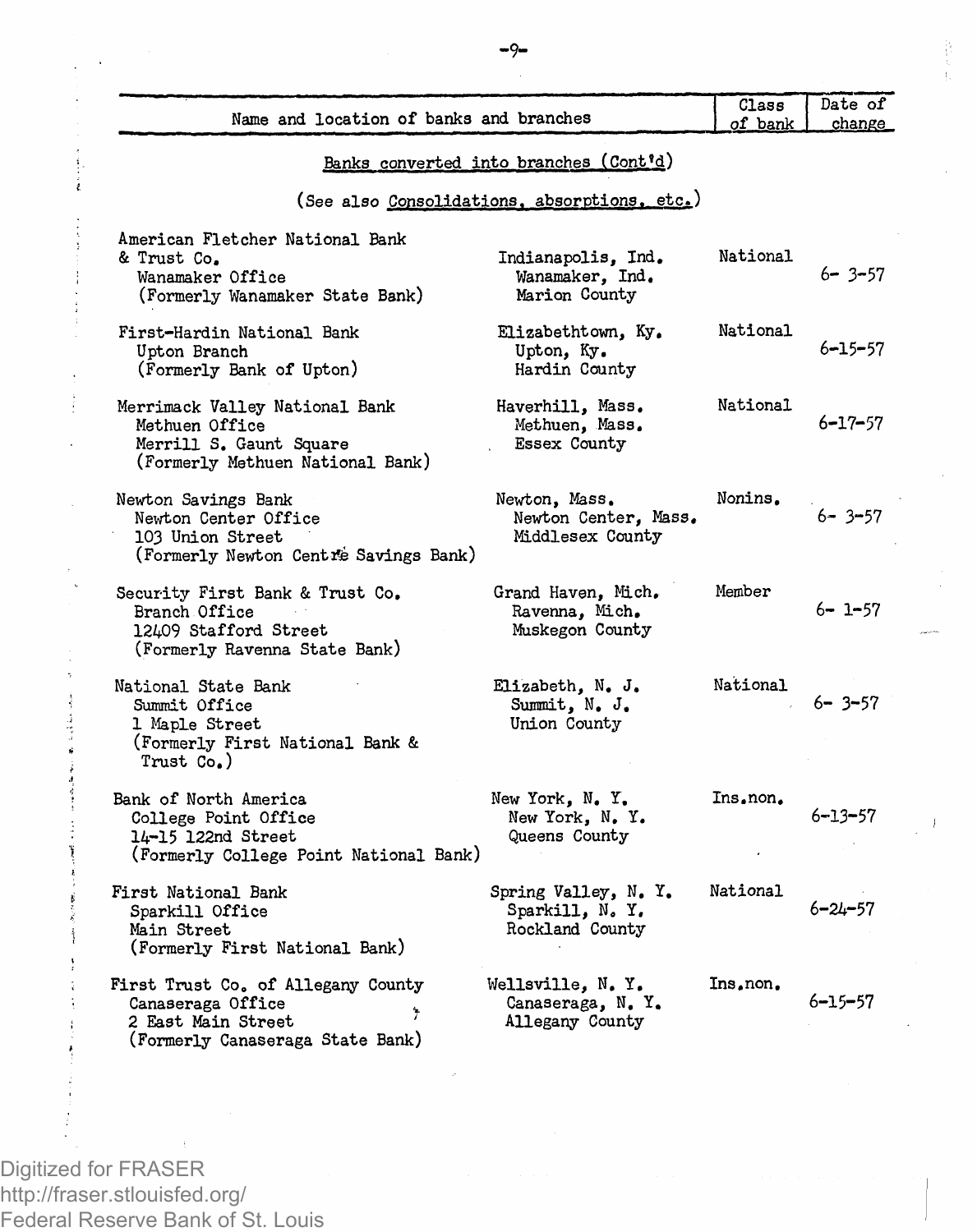| Name and location of banks and branches | | Class of bank | Date of change |
|---|---|---|---|
| **Banks converted into branches (Cont'd)** | | | |
| (See also Consolidations, absorptions, etc.) | | | |
| American Fletcher National Bank & Trust Co.<br>Wanamaker Office<br>(Formerly Wanamaker State Bank) | Indianapolis, Ind.<br>Wanamaker, Ind.<br>Marion County | National | 6- 3-57 |
| First-Hardin National Bank<br>Upton Branch<br>(Formerly Bank of Upton) | Elizabethtown, Ky.<br>Upton, Ky.<br>Hardin County | National | 6-15-57 |
| Merrimack Valley National Bank<br>Methuen Office<br>Merrill S. Gaunt Square<br>(Formerly Methuen National Bank) | Haverhill, Mass.<br>Methuen, Mass.<br>Essex County | National | 6-17-57 |
| Newton Savings Bank<br>Newton Center Office<br>103 Union Street<br>(Formerly Newton Centre Savings Bank) | Newton, Mass.<br>Newton Center, Mass.<br>Middlesex County | Nonins. | 6- 3-57 |
| Security First Bank & Trust Co.<br>Branch Office<br>12409 Stafford Street<br>(Formerly Ravenna State Bank) | Grand Haven, Mich.<br>Ravenna, Mich.<br>Muskegon County | Member | 6- 1-57 |
| National State Bank<br>Summit Office<br>1 Maple Street<br>(Formerly First National Bank & Trust Co.) | Elizabeth, N. J.<br>Summit, N. J.<br>Union County | National | 6- 3-57 |
| Bank of North America<br>College Point Office<br>14-15 122nd Street<br>(Formerly College Point National Bank) | New York, N. Y.<br>New York, N. Y.<br>Queens County | Ins.non. | 6-13-57 |
| First National Bank<br>Sparkill Office<br>Main Street<br>(Formerly First National Bank) | Spring Valley, N. Y.<br>Sparkill, N. Y.<br>Rockland County | National | 6-24-57 |
| First Trust Co. of Allegany County<br>Canaseraga Office<br>2 East Main Street<br>(Formerly Canaseraga State Bank) | Wellsville, N. Y.<br>Canaseraga, N. Y.<br>Allegany County | Ins.non. | 6-15-57 |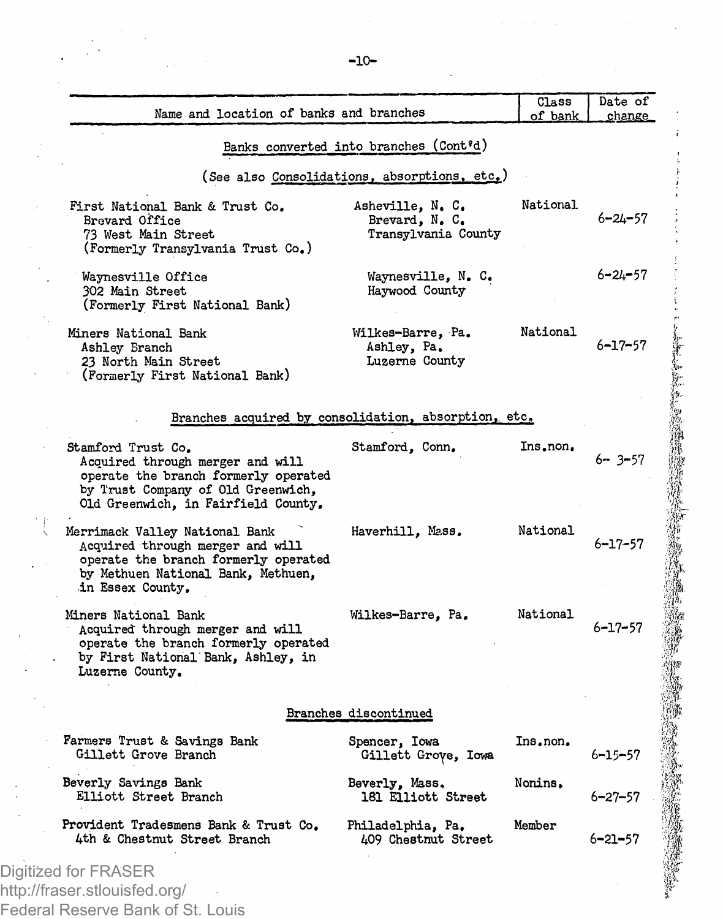| Name and location of banks and branches | | Class of bank | Date of change |
|---|---|---|---|
| **Banks converted into branches (Cont'd)** | | | |
| (See also Consolidations, absorptions, etc.) | | | |
| First National Bank & Trust Co. | Asheville, N. C. | National | |
| Brevard Office<br>73 West Main Street<br>(Formerly Transylvania Trust Co.) | Brevard, N. C.<br>Transylvania County | | 6-24-57 |
| Waynesville Office<br>302 Main Street<br>(Formerly First National Bank) | Waynesville, N. C.<br>Haywood County | | 6-24-57 |
| Miners National Bank | Wilkes-Barre, Pa. | National | |
| Ashley Branch<br>23 North Main Street<br>(Formerly First National Bank) | Ashley, Pa.<br>Luzerne County | | 6-17-57 |
| **Branches acquired by consolidation, absorption, etc.** | | | |
| Stamford Trust Co.<br>Acquired through merger and will operate the branch formerly operated by Trust Company of Old Greenwich, Old Greenwich, in Fairfield County. | Stamford, Conn. | Ins.non. | 6- 3-57 |
| Merrimack Valley National Bank<br>Acquired through merger and will operate the branch formerly operated by Methuen National Bank, Methuen, in Essex County. | Haverhill, Mass. | National | 6-17-57 |
| Miners National Bank<br>Acquired through merger and will operate the branch formerly operated by First National Bank, Ashley, in Luzerne County. | Wilkes-Barre, Pa. | National | 6-17-57 |
| **Branches discontinued** | | | |
| Farmers Trust & Savings Bank<br>Gillett Grove Branch | Spencer, Iowa<br>Gillett Grove, Iowa | Ins.non. | 6-15-57 |
| Beverly Savings Bank<br>Elliott Street Branch | Beverly, Mass.<br>181 Elliott Street | Nonins. | 6-27-57 |
| Provident Tradesmens Bank & Trust Co.<br>4th & Chestnut Street Branch | Philadelphia, Pa.<br>409 Chestnut Street | Member | 6-21-57 |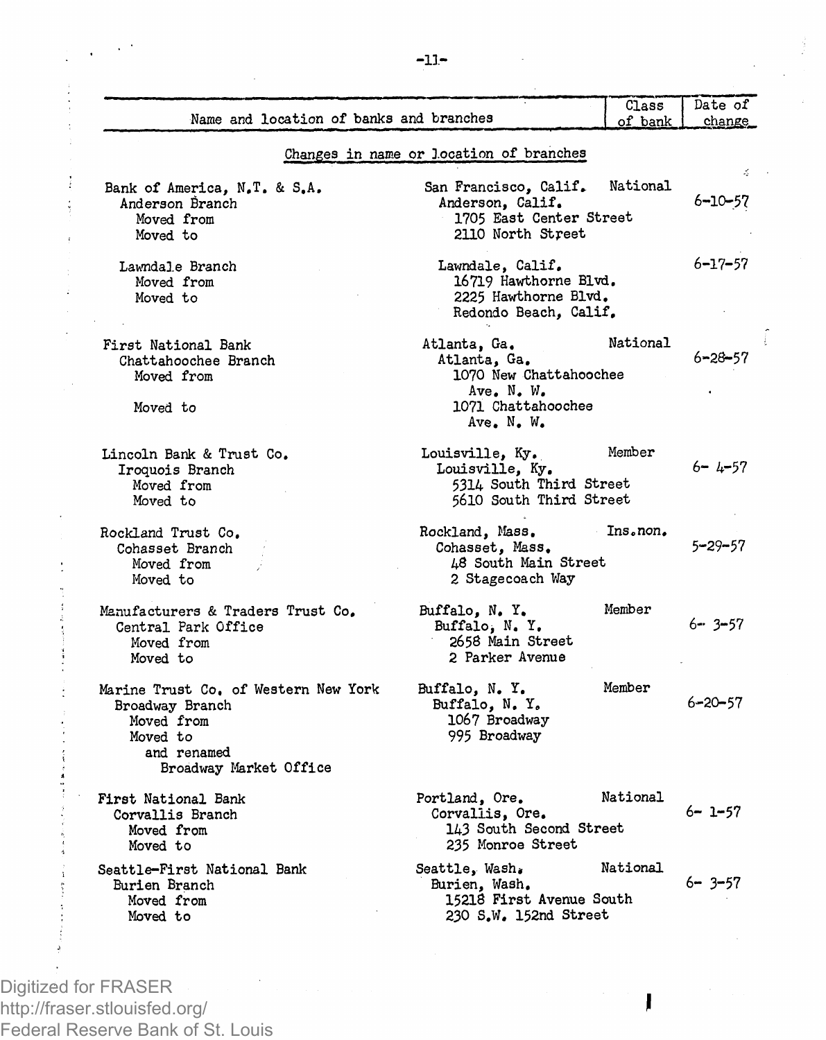| Name and location of banks and branches | | Class of bank | Date of change |
|---|---|---|---|
| **Changes in name or location of branches** | | | |
| Bank of America, N.T. & S.A. | San Francisco, Calif. | National | |
| Anderson Branch | Anderson, Calif. | | 6-10-57 |
| Moved from | 1705 East Center Street | | |
| Moved to | 2110 North Street | | |
| Lawndale Branch | Lawndale, Calif. | | 6-17-57 |
| Moved from | 16719 Hawthorne Blvd. | | |
| Moved to | 2225 Hawthorne Blvd. Redondo Beach, Calif. | | |
| First National Bank | Atlanta, Ga. | National | |
| Chattahoochee Branch | Atlanta, Ga. | | 6-28-57 |
| Moved from | 1070 New Chattahoochee Ave. N. W. | | |
| Moved to | 1071 Chattahoochee Ave. N. W. | | |
| Lincoln Bank & Trust Co. | Louisville, Ky. | Member | |
| Iroquois Branch | Louisville, Ky. | | 6- 4-57 |
| Moved from | 5314 South Third Street | | |
| Moved to | 5610 South Third Street | | |
| Rockland Trust Co. | Rockland, Mass. | Ins.non. | |
| Cohasset Branch | Cohasset, Mass. | | 5-29-57 |
| Moved from | 48 South Main Street | | |
| Moved to | 2 Stagecoach Way | | |
| Manufacturers & Traders Trust Co. | Buffalo, N. Y. | Member | |
| Central Park Office | Buffalo, N. Y. | | 6- 3-57 |
| Moved from | 2658 Main Street | | |
| Moved to | 2 Parker Avenue | | |
| Marine Trust Co. of Western New York | Buffalo, N. Y. | Member | |
| Broadway Branch | Buffalo, N. Y. | | 6-20-57 |
| Moved from | 1067 Broadway | | |
| Moved to | 995 Broadway | | |
| and renamed Broadway Market Office | | | |
| First National Bank | Portland, Ore. | National | |
| Corvallis Branch | Corvallis, Ore. | | 6- 1-57 |
| Moved from | 143 South Second Street | | |
| Moved to | 235 Monroe Street | | |
| Seattle-First National Bank | Seattle, Wash. | National | |
| Burien Branch | Burien, Wash. | | 6- 3-57 |
| Moved from | 15218 First Avenue South | | |
| Moved to | 230 S.W. 152nd Street | | |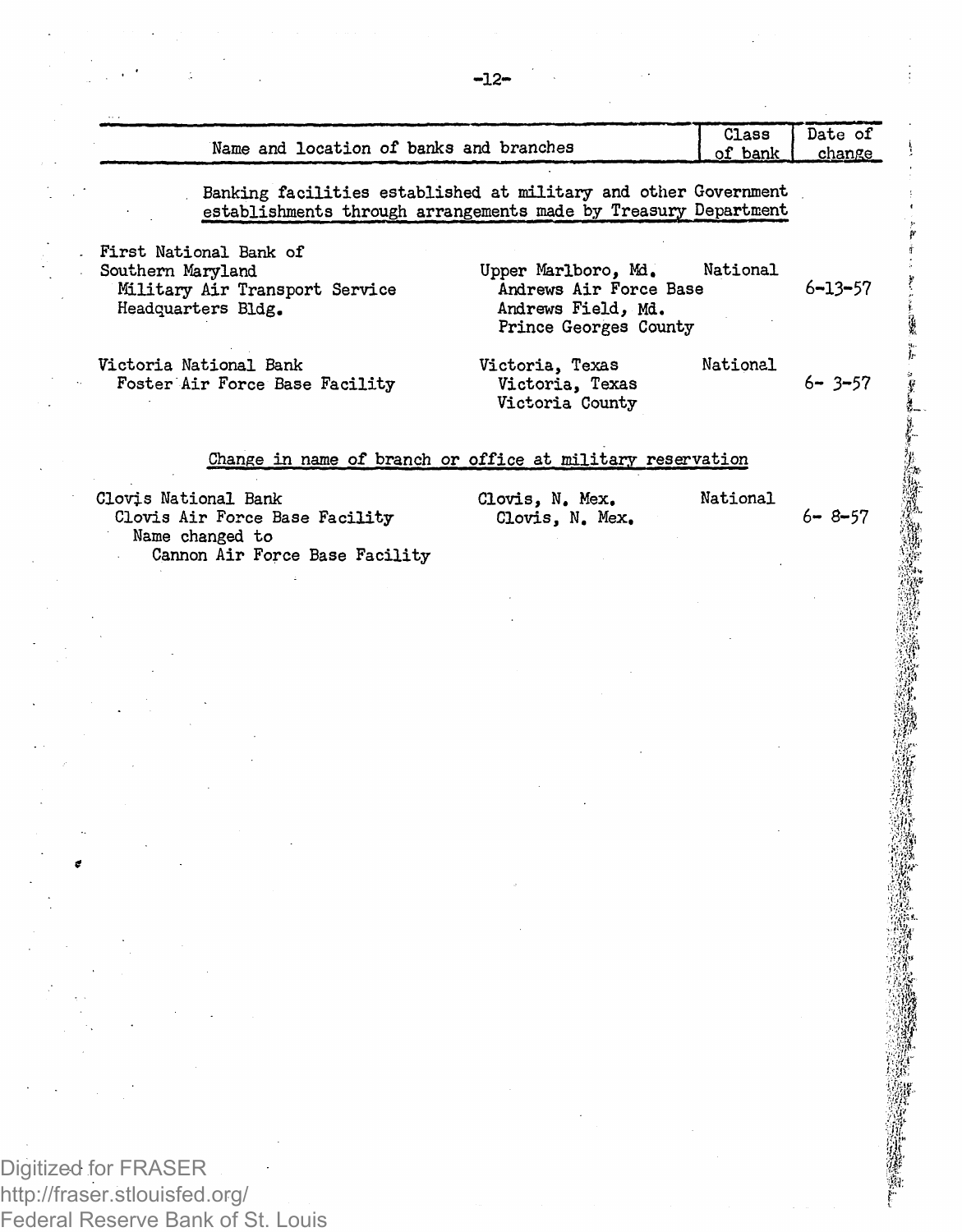| Name and location of banks and branches | | Class of bank | Date of change |
|---|---|---|---|
| **Banking facilities established at military and other Government establishments through arrangements made by Treasury Department** | | | |
| First National Bank of Southern Maryland | Upper Marlboro, Md. | National | |
| Military Air Transport Service Headquarters Bldg. | Andrews Air Force Base Andrews Field, Md. Prince Georges County | | 6-13-57 |
| Victoria National Bank | Victoria, Texas | National | |
| Foster Air Force Base Facility | Victoria, Texas Victoria County | | 6- 3-57 |
| **Change in name of branch or office at military reservation** | | | |
| Clovis National Bank | Clovis, N. Mex. | National | |
| Clovis Air Force Base Facility Name changed to Cannon Air Force Base Facility | Clovis, N. Mex. | | 6- 8-57 |